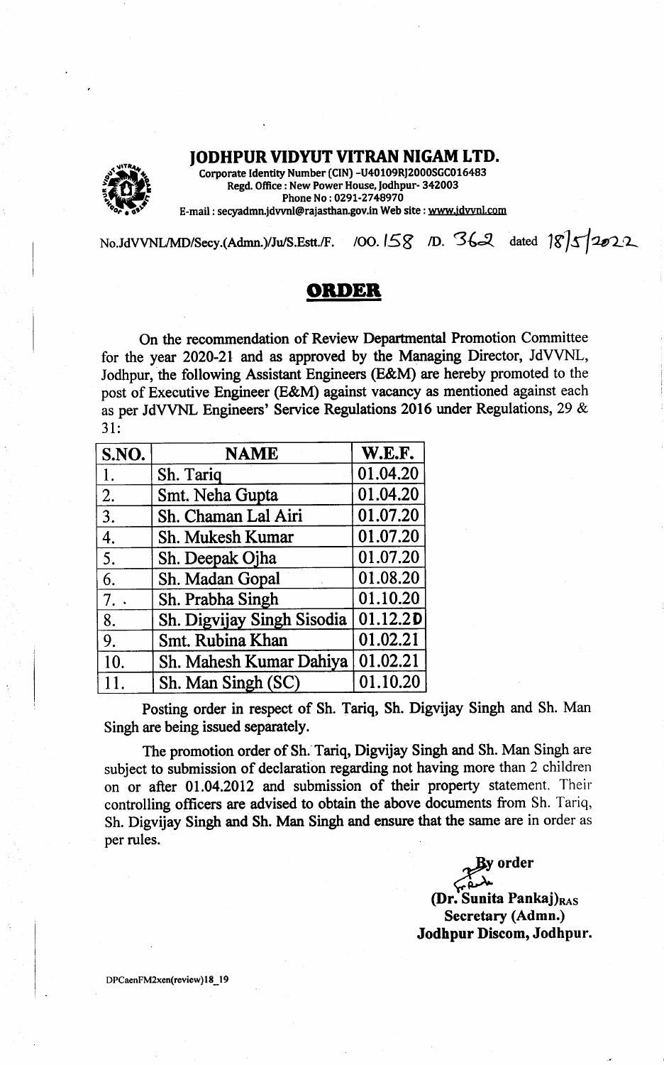# JODHPUR VIDYUT VITRAN NIGAM LTD.

**Corporate Identity Number (CIN) -U40109RJ2000SGC016483**
**Regd. Office : New Power House, Jodhpur- 342003**
**Phone No : 0291-2748970**
**E-mail : secyadmn.jdvvnl@rajasthan.gov.in Web site : www.jdvvnl.com**

No.JdVVNL/MD/Secy.(Admn.)/Ju/S.Estt./F. /OO. 158 /D. 362 dated 18/5/2022

## ORDER

On the recommendation of Review Departmental Promotion Committee for the year 2020-21 and as approved by the Managing Director, JdVVNL, Jodhpur, the following Assistant Engineers (E&M) are hereby promoted to the post of Executive Engineer (E&M) against vacancy as mentioned against each as per JdVVNL Engineers' Service Regulations 2016 under Regulations, 29 & 31:

| S.NO. | NAME | W.E.F. |
|---|---|---|
| 1. | Sh. Tariq | 01.04.20 |
| 2. | Smt. Neha Gupta | 01.04.20 |
| 3. | Sh. Chaman Lal Airi | 01.07.20 |
| 4. | Sh. Mukesh Kumar | 01.07.20 |
| 5. | Sh. Deepak Ojha | 01.07.20 |
| 6. | Sh. Madan Gopal | 01.08.20 |
| 7. | Sh. Prabha Singh | 01.10.20 |
| 8. | Sh. Digvijay Singh Sisodia | 01.12.20 |
| 9. | Smt. Rubina Khan | 01.02.21 |
| 10. | Sh. Mahesh Kumar Dahiya | 01.02.21 |
| 11. | Sh. Man Singh (SC) | 01.10.20 |

Posting order in respect of Sh. Tariq, Sh. Digvijay Singh and Sh. Man Singh are being issued separately.

The promotion order of Sh. Tariq, Digvijay Singh and Sh. Man Singh are subject to submission of declaration regarding not having more than 2 children on or after 01.04.2012 and submission of their property statement. Their controlling officers are advised to obtain the above documents from Sh. Tariq, Sh. Digvijay Singh and Sh. Man Singh and ensure that the same are in order as per rules.

**By order**

**(Dr. Sunita Pankaj)RAS**
**Secretary (Admn.)**
**Jodhpur Discom, Jodhpur.**

DPCaenFM2xen(review)18_19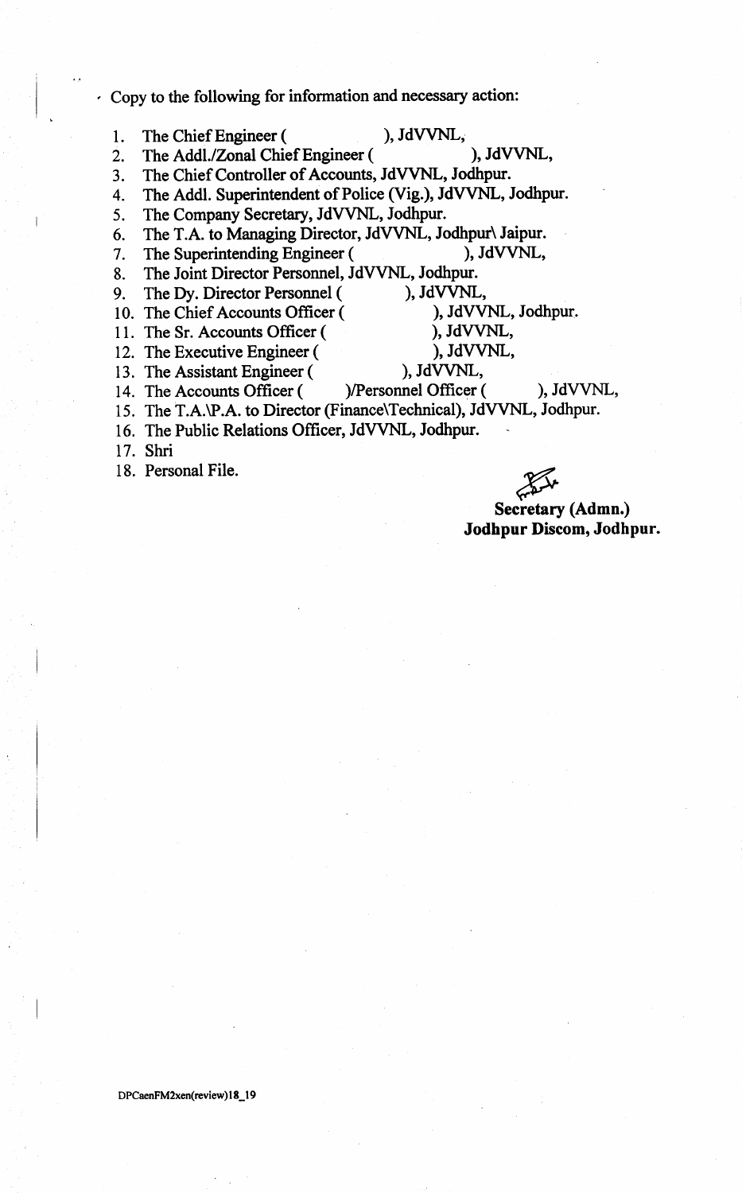Copy to the following for information and necessary action:

1. The Chief Engineer (                    ), JdVVNL,
2. The Addl./Zonal Chief Engineer (                    ), JdVVNL,
3. The Chief Controller of Accounts, JdVVNL, Jodhpur.
4. The Addl. Superintendent of Police (Vig.), JdVVNL, Jodhpur.
5. The Company Secretary, JdVVNL, Jodhpur.
6. The T.A. to Managing Director, JdVVNL, Jodhpur\ Jaipur.
7. The Superintending Engineer (                    ), JdVVNL,
8. The Joint Director Personnel, JdVVNL, Jodhpur.
9. The Dy. Director Personnel (                    ), JdVVNL,
10. The Chief Accounts Officer (                    ), JdVVNL, Jodhpur.
11. The Sr. Accounts Officer (                    ), JdVVNL,
12. The Executive Engineer (                    ), JdVVNL,
13. The Assistant Engineer (                    ), JdVVNL,
14. The Accounts Officer (          )/Personnel Officer (          ), JdVVNL,
15. The T.A.\P.A. to Director (Finance\Technical), JdVVNL, Jodhpur.
16. The Public Relations Officer, JdVVNL, Jodhpur.
17. Shri
18. Personal File.

**Secretary (Admn.)**
**Jodhpur Discom, Jodhpur.**

DPCaenFM2xen(review)18_19